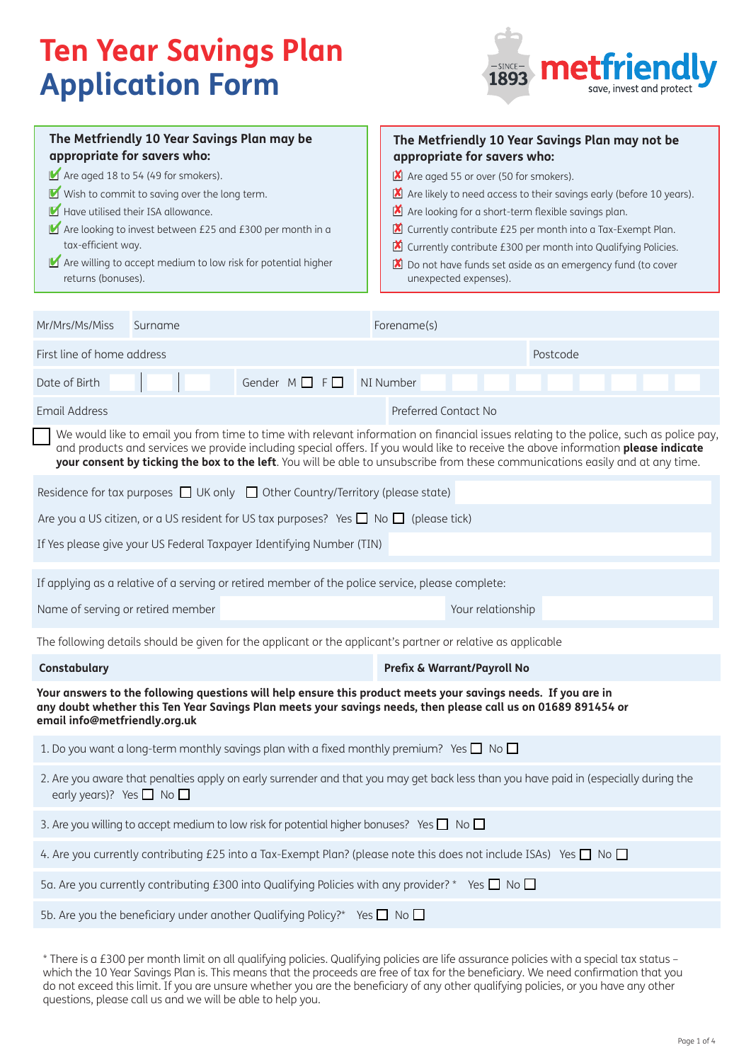# Ten Year Savings Plan Application Form

metfriendly — SINCE 1893 — save, invest and protect

**The Metfriendly 10 Year Savings Plan may be appropriate for savers who:**

- ✔ Are aged 18 to 54 (49 for smokers).
- ✔ Wish to commit to saving over the long term.
- ✔ Have utilised their ISA allowance.
- ✔ Are looking to invest between £25 and £300 per month in a tax-efficient way.
- ✔ Are willing to accept medium to low risk for potential higher returns (bonuses).

**The Metfriendly 10 Year Savings Plan may not be appropriate for savers who:**

- ✘ Are aged 55 or over (50 for smokers).
- ✘ Are likely to need access to their savings early (before 10 years).
- ✘ Are looking for a short-term flexible savings plan.
- ✘ Currently contribute £25 per month into a Tax-Exempt Plan.
- ✘ Currently contribute £300 per month into Qualifying Policies.
- ✘ Do not have funds set aside as an emergency fund (to cover unexpected expenses).

| Mr/Mrs/Ms/Miss | Surname | Forename(s) |
|---|---|---|
| First line of home address | | Postcode |
| Date of Birth | Gender M ☐ F ☐ | NI Number |
| Email Address | | Preferred Contact No |

☐ We would like to email you from time to time with relevant information on financial issues relating to the police, such as police pay, and products and services we provide including special offers. If you would like to receive the above information **please indicate your consent by ticking the box to the left**. You will be able to unsubscribe from these communications easily and at any time.

Residence for tax purposes ☐ UK only ☐ Other Country/Territory (please state)

Are you a US citizen, or a US resident for US tax purposes? Yes ☐ No ☐ (please tick)

If Yes please give your US Federal Taxpayer Identifying Number (TIN)

If applying as a relative of a serving or retired member of the police service, please complete:

Name of serving or retired member | Your relationship

The following details should be given for the applicant or the applicant's partner or relative as applicable

| **Constabulary** | **Prefix & Warrant/Payroll No** |
|---|---|
| | |

**Your answers to the following questions will help ensure this product meets your savings needs. If you are in any doubt whether this Ten Year Savings Plan meets your savings needs, then please call us on 01689 891454 or email info@metfriendly.org.uk**

1. Do you want a long-term monthly savings plan with a fixed monthly premium? Yes ☐ No ☐

2. Are you aware that penalties apply on early surrender and that you may get back less than you have paid in (especially during the early years)? Yes ☐ No ☐

3. Are you willing to accept medium to low risk for potential higher bonuses? Yes ☐ No ☐

4. Are you currently contributing £25 into a Tax-Exempt Plan? (please note this does not include ISAs) Yes ☐ No ☐

5a. Are you currently contributing £300 into Qualifying Policies with any provider? * Yes ☐ No ☐

5b. Are you the beneficiary under another Qualifying Policy?* Yes ☐ No ☐

* There is a £300 per month limit on all qualifying policies. Qualifying policies are life assurance policies with a special tax status – which the 10 Year Savings Plan is. This means that the proceeds are free of tax for the beneficiary. We need confirmation that you do not exceed this limit. If you are unsure whether you are the beneficiary of any other qualifying policies, or you have any other questions, please call us and we will be able to help you.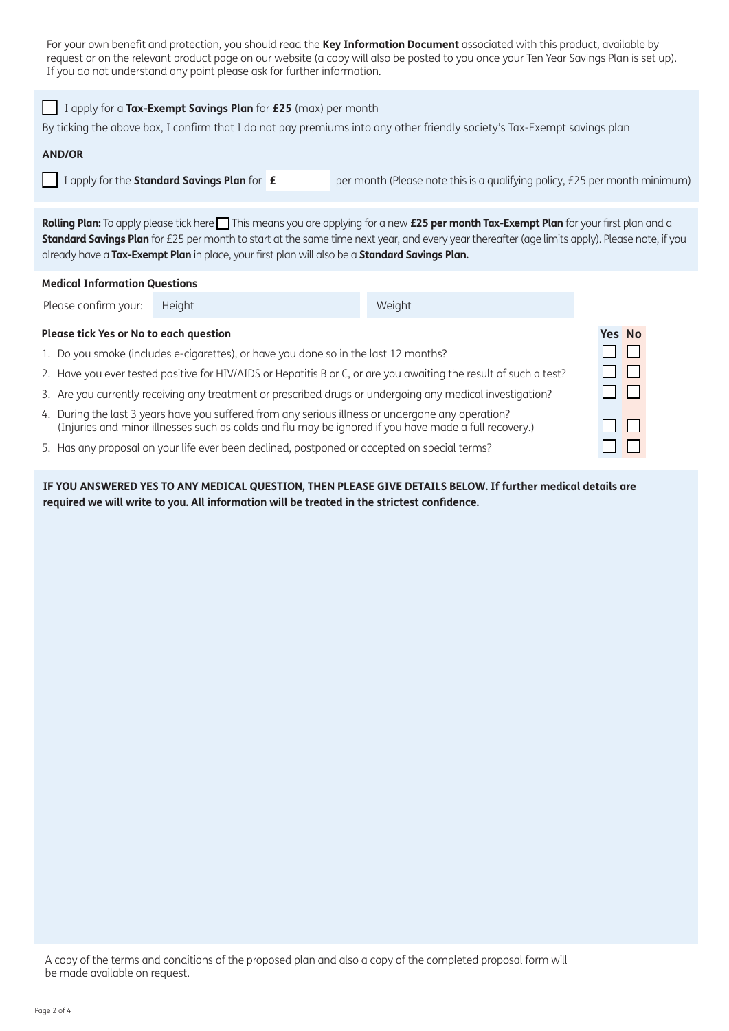For your own benefit and protection, you should read the **Key Information Document** associated with this product, available by request or on the relevant product page on our website (a copy will also be posted to you once your Ten Year Savings Plan is set up). If you do not understand any point please ask for further information.

☐ I apply for a **Tax-Exempt Savings Plan** for **£25** (max) per month

By ticking the above box, I confirm that I do not pay premiums into any other friendly society's Tax-Exempt savings plan

**AND/OR**

☐ I apply for the **Standard Savings Plan** for **£** ______ per month (Please note this is a qualifying policy, £25 per month minimum)

**Rolling Plan:** To apply please tick here ☐ This means you are applying for a new **£25 per month Tax-Exempt Plan** for your first plan and a **Standard Savings Plan** for £25 per month to start at the same time next year, and every year thereafter (age limits apply). Please note, if you already have a **Tax-Exempt Plan** in place, your first plan will also be a **Standard Savings Plan.**

**Medical Information Questions**

| Please confirm your: | Height | Weight |
|---|---|---|

**Please tick Yes or No to each question**

| Question | Yes | No |
|---|---|---|
| 1. Do you smoke (includes e-cigarettes), or have you done so in the last 12 months? | ☐ | ☐ |
| 2. Have you ever tested positive for HIV/AIDS or Hepatitis B or C, or are you awaiting the result of such a test? | ☐ | ☐ |
| 3. Are you currently receiving any treatment or prescribed drugs or undergoing any medical investigation? | ☐ | ☐ |
| 4. During the last 3 years have you suffered from any serious illness or undergone any operation? (Injuries and minor illnesses such as colds and flu may be ignored if you have made a full recovery.) | ☐ | ☐ |
| 5. Has any proposal on your life ever been declined, postponed or accepted on special terms? | ☐ | ☐ |

**IF YOU ANSWERED YES TO ANY MEDICAL QUESTION, THEN PLEASE GIVE DETAILS BELOW. If further medical details are required we will write to you. All information will be treated in the strictest confidence.**

A copy of the terms and conditions of the proposed plan and also a copy of the completed proposal form will be made available on request.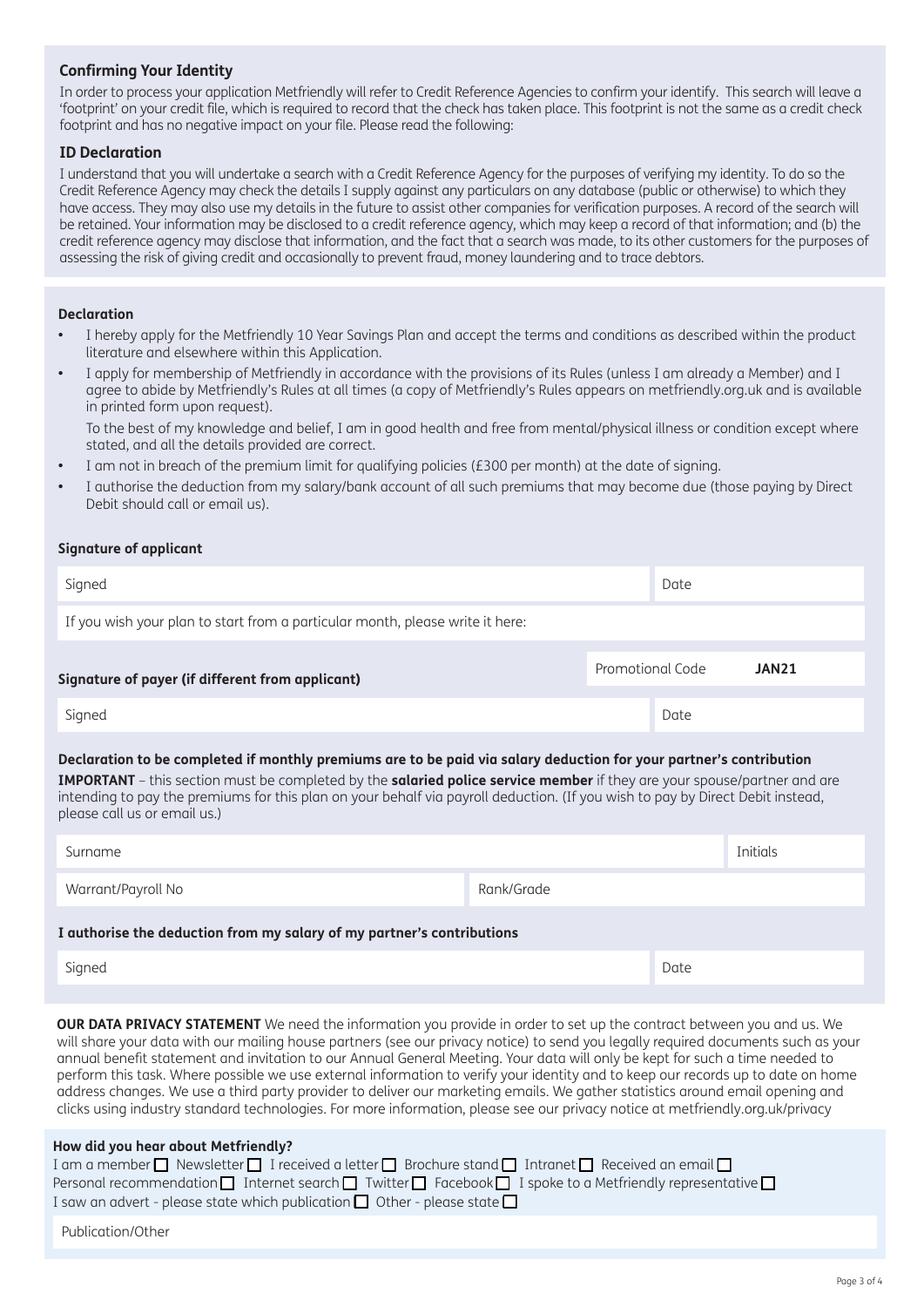### Confirming Your Identity

In order to process your application Metfriendly will refer to Credit Reference Agencies to confirm your identify. This search will leave a 'footprint' on your credit file, which is required to record that the check has taken place. This footprint is not the same as a credit check footprint and has no negative impact on your file. Please read the following:

### ID Declaration

I understand that you will undertake a search with a Credit Reference Agency for the purposes of verifying my identity. To do so the Credit Reference Agency may check the details I supply against any particulars on any database (public or otherwise) to which they have access. They may also use my details in the future to assist other companies for verification purposes. A record of the search will be retained. Your information may be disclosed to a credit reference agency, which may keep a record of that information; and (b) the credit reference agency may disclose that information, and the fact that a search was made, to its other customers for the purposes of assessing the risk of giving credit and occasionally to prevent fraud, money laundering and to trace debtors.

### Declaration

- I hereby apply for the Metfriendly 10 Year Savings Plan and accept the terms and conditions as described within the product literature and elsewhere within this Application.
- I apply for membership of Metfriendly in accordance with the provisions of its Rules (unless I am already a Member) and I agree to abide by Metfriendly's Rules at all times (a copy of Metfriendly's Rules appears on metfriendly.org.uk and is available in printed form upon request).

  To the best of my knowledge and belief, I am in good health and free from mental/physical illness or condition except where stated, and all the details provided are correct.
- I am not in breach of the premium limit for qualifying policies (£300 per month) at the date of signing.
- I authorise the deduction from my salary/bank account of all such premiums that may become due (those paying by Direct Debit should call or email us).

**Signature of applicant**

| Signed | Date |
|---|---|

If you wish your plan to start from a particular month, please write it here:

**Signature of payer (if different from applicant)**

Promotional Code **JAN21**

| Signed | Date |
|---|---|

**Declaration to be completed if monthly premiums are to be paid via salary deduction for your partner's contribution**

**IMPORTANT** – this section must be completed by the **salaried police service member** if they are your spouse/partner and are intending to pay the premiums for this plan on your behalf via payroll deduction. (If you wish to pay by Direct Debit instead, please call us or email us.)

| Surname | Initials |
|---|---|
| Warrant/Payroll No | Rank/Grade |

**I authorise the deduction from my salary of my partner's contributions**

| Signed | Date |
|---|---|

**OUR DATA PRIVACY STATEMENT** We need the information you provide in order to set up the contract between you and us. We will share your data with our mailing house partners (see our privacy notice) to send you legally required documents such as your annual benefit statement and invitation to our Annual General Meeting. Your data will only be kept for such a time needed to perform this task. Where possible we use external information to verify your identity and to keep our records up to date on home address changes. We use a third party provider to deliver our marketing emails. We gather statistics around email opening and clicks using industry standard technologies. For more information, please see our privacy notice at metfriendly.org.uk/privacy

**How did you hear about Metfriendly?**

I am a member ☐ Newsletter ☐ I received a letter ☐ Brochure stand ☐ Intranet ☐ Received an email ☐
Personal recommendation ☐ Internet search ☐ Twitter ☐ Facebook ☐ I spoke to a Metfriendly representative ☐
I saw an advert - please state which publication ☐ Other - please state ☐

Publication/Other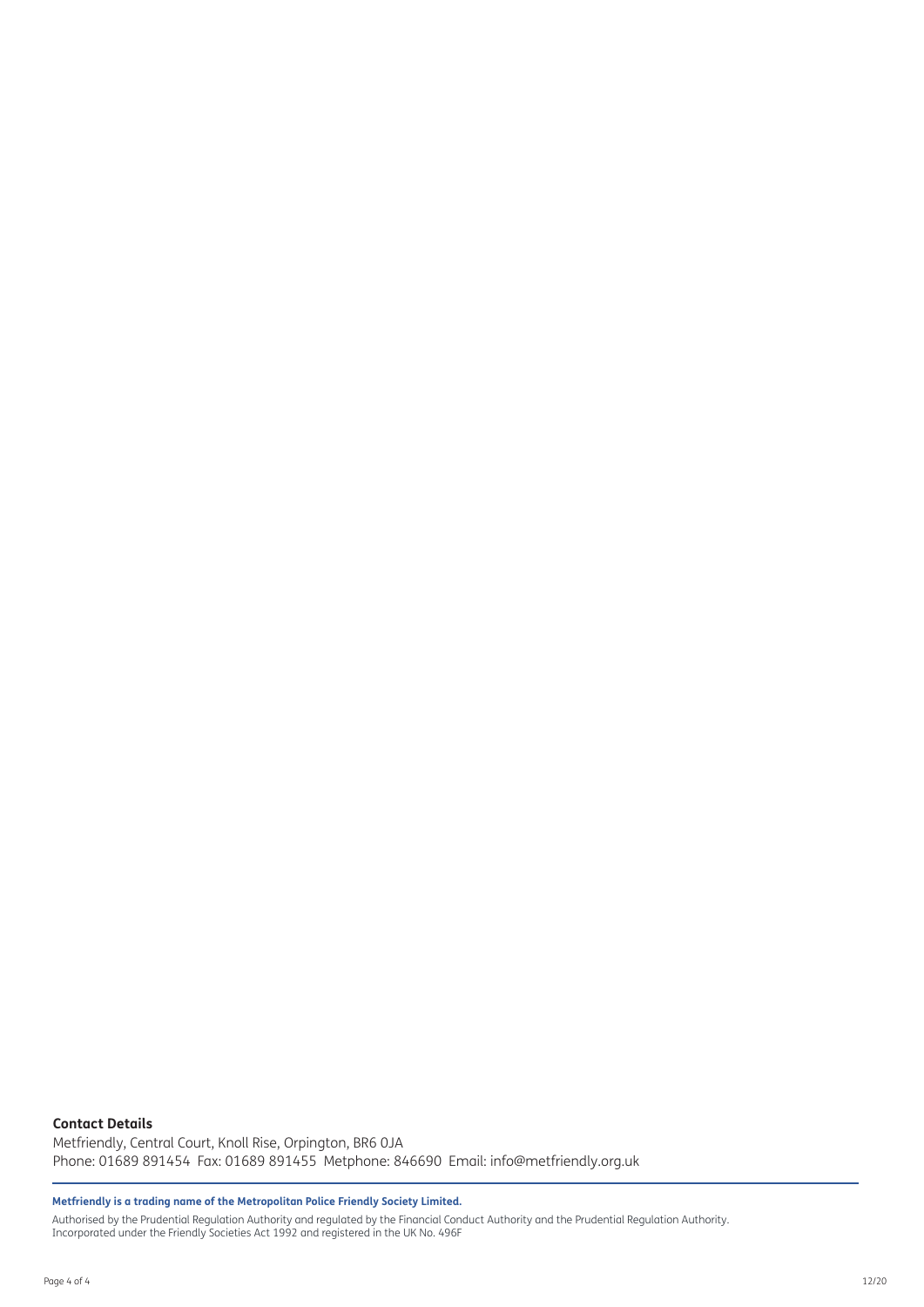**Contact Details**

Metfriendly, Central Court, Knoll Rise, Orpington, BR6 0JA
Phone: 01689 891454 Fax: 01689 891455 Metphone: 846690 Email: info@metfriendly.org.uk

---

**Metfriendly is a trading name of the Metropolitan Police Friendly Society Limited.**

Authorised by the Prudential Regulation Authority and regulated by the Financial Conduct Authority and the Prudential Regulation Authority.
Incorporated under the Friendly Societies Act 1992 and registered in the UK No. 496F

12/20